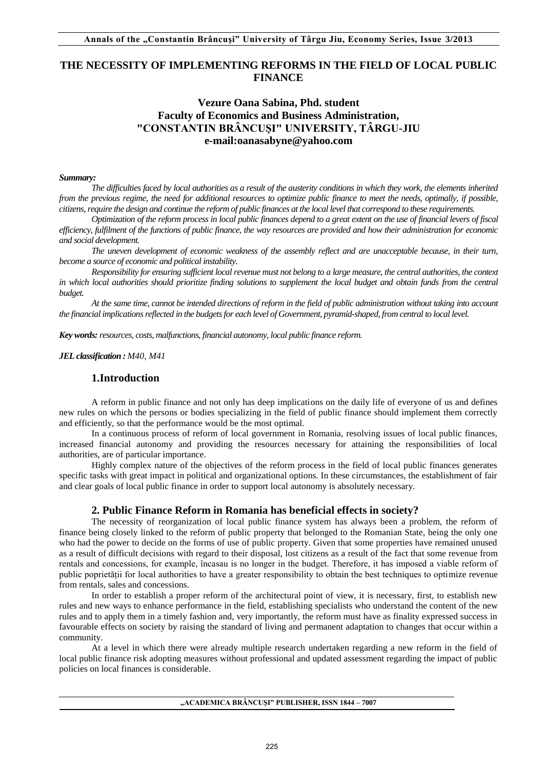# THE NECESSITY OF IMPLEMENTING REFORMS IN THE FIELD OF LOCAL PUBLIC FINANCE

**Vezure Oana Sabina, Phd. student**
**Faculty of Economics and Business Administration,**
**"CONSTANTIN BRÂNCUŞI" UNIVERSITY, TÂRGU-JIU**
**e-mail:oanasabyne@yahoo.com**

***Summary:***

*The difficulties faced by local authorities as a result of the austerity conditions in which they work, the elements inherited from the previous regime, the need for additional resources to optimize public finance to meet the needs, optimally, if possible, citizens, require the design and continue the reform of public finances at the local level that correspond to these requirements.*

*Optimization of the reform process in local public finances depend to a great extent on the use of financial levers of fiscal efficiency, fulfilment of the functions of public finance, the way resources are provided and how their administration for economic and social development.*

*The uneven development of economic weakness of the assembly reflect and are unacceptable because, in their turn, become a source of economic and political instability.*

*Responsibility for ensuring sufficient local revenue must not belong to a large measure, the central authorities, the context in which local authorities should prioritize finding solutions to supplement the local budget and obtain funds from the central budget.*

*At the same time, cannot be intended directions of reform in the field of public administration without taking into account the financial implications reflected in the budgets for each level of Government, pyramid-shaped, from central to local level.*

***Key words:*** *resources, costs, malfunctions, financial autonomy, local public finance reform.*

***JEL classification :*** *M40, M41*

## 1.Introduction

A reform in public finance and not only has deep implications on the daily life of everyone of us and defines new rules on which the persons or bodies specializing in the field of public finance should implement them correctly and efficiently, so that the performance would be the most optimal.

In a continuous process of reform of local government in Romania, resolving issues of local public finances, increased financial autonomy and providing the resources necessary for attaining the responsibilities of local authorities, are of particular importance.

Highly complex nature of the objectives of the reform process in the field of local public finances generates specific tasks with great impact in political and organizational options. In these circumstances, the establishment of fair and clear goals of local public finance in order to support local autonomy is absolutely necessary.

## 2. Public Finance Reform in Romania has beneficial effects in society?

The necessity of reorganization of local public finance system has always been a problem, the reform of finance being closely linked to the reform of public property that belonged to the Romanian State, being the only one who had the power to decide on the forms of use of public property. Given that some properties have remained unused as a result of difficult decisions with regard to their disposal, lost citizens as a result of the fact that some revenue from rentals and concessions, for example, încasau is no longer in the budget. Therefore, it has imposed a viable reform of public poprietății for local authorities to have a greater responsibility to obtain the best techniques to optimize revenue from rentals, sales and concessions.

In order to establish a proper reform of the architectural point of view, it is necessary, first, to establish new rules and new ways to enhance performance in the field, establishing specialists who understand the content of the new rules and to apply them in a timely fashion and, very importantly, the reform must have as finality expressed success in favourable effects on society by raising the standard of living and permanent adaptation to changes that occur within a community.

At a level in which there were already multiple research undertaken regarding a new reform in the field of local public finance risk adopting measures without professional and updated assessment regarding the impact of public policies on local finances is considerable.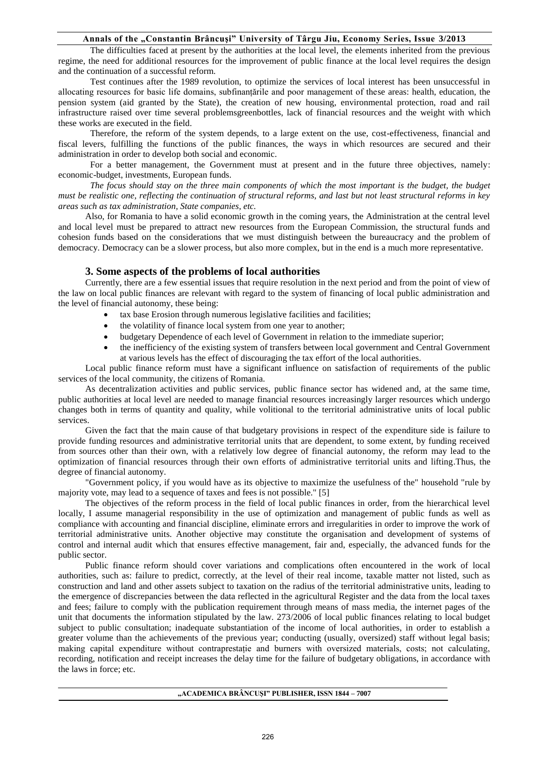The difficulties faced at present by the authorities at the local level, the elements inherited from the previous regime, the need for additional resources for the improvement of public finance at the local level requires the design and the continuation of a successful reform.

Test continues after the 1989 revolution, to optimize the services of local interest has been unsuccessful in allocating resources for basic life domains, subfinanțările and poor management of these areas: health, education, the pension system (aid granted by the State), the creation of new housing, environmental protection, road and rail infrastructure raised over time several problemsgreenbottles, lack of financial resources and the weight with which these works are executed in the field.

Therefore, the reform of the system depends, to a large extent on the use, cost-effectiveness, financial and fiscal levers, fulfilling the functions of the public finances, the ways in which resources are secured and their administration in order to develop both social and economic.

For a better management, the Government must at present and in the future three objectives, namely: economic-budget, investments, European funds.

*The focus should stay on the three main components of which the most important is the budget, the budget must be realistic one, reflecting the continuation of structural reforms, and last but not least structural reforms in key areas such as tax administration, State companies, etc.*

Also, for Romania to have a solid economic growth in the coming years, the Administration at the central level and local level must be prepared to attract new resources from the European Commission, the structural funds and cohesion funds based on the considerations that we must distinguish between the bureaucracy and the problem of democracy. Democracy can be a slower process, but also more complex, but in the end is a much more representative.

## 3. Some aspects of the problems of local authorities

Currently, there are a few essential issues that require resolution in the next period and from the point of view of the law on local public finances are relevant with regard to the system of financing of local public administration and the level of financial autonomy, these being:

- tax base Erosion through numerous legislative facilities and facilities;
- the volatility of finance local system from one year to another;
- budgetary Dependence of each level of Government in relation to the immediate superior;
- the inefficiency of the existing system of transfers between local government and Central Government at various levels has the effect of discouraging the tax effort of the local authorities.

Local public finance reform must have a significant influence on satisfaction of requirements of the public services of the local community, the citizens of Romania.

As decentralization activities and public services, public finance sector has widened and, at the same time, public authorities at local level are needed to manage financial resources increasingly larger resources which undergo changes both in terms of quantity and quality, while volitional to the territorial administrative units of local public services.

Given the fact that the main cause of that budgetary provisions in respect of the expenditure side is failure to provide funding resources and administrative territorial units that are dependent, to some extent, by funding received from sources other than their own, with a relatively low degree of financial autonomy, the reform may lead to the optimization of financial resources through their own efforts of administrative territorial units and lifting.Thus, the degree of financial autonomy.

"Government policy, if you would have as its objective to maximize the usefulness of the" household "rule by majority vote, may lead to a sequence of taxes and fees is not possible." [5]

The objectives of the reform process in the field of local public finances in order, from the hierarchical level locally, I assume managerial responsibility in the use of optimization and management of public funds as well as compliance with accounting and financial discipline, eliminate errors and irregularities in order to improve the work of territorial administrative units. Another objective may constitute the organisation and development of systems of control and internal audit which that ensures effective management, fair and, especially, the advanced funds for the public sector.

Public finance reform should cover variations and complications often encountered in the work of local authorities, such as: failure to predict, correctly, at the level of their real income, taxable matter not listed, such as construction and land and other assets subject to taxation on the radius of the territorial administrative units, leading to the emergence of discrepancies between the data reflected in the agricultural Register and the data from the local taxes and fees; failure to comply with the publication requirement through means of mass media, the internet pages of the unit that documents the information stipulated by the law. 273/2006 of local public finances relating to local budget subject to public consultation; inadequate substantiation of the income of local authorities, in order to establish a greater volume than the achievements of the previous year; conducting (usually, oversized) staff without legal basis; making capital expenditure without contraprestație and burners with oversized materials, costs; not calculating, recording, notification and receipt increases the delay time for the failure of budgetary obligations, in accordance with the laws in force; etc.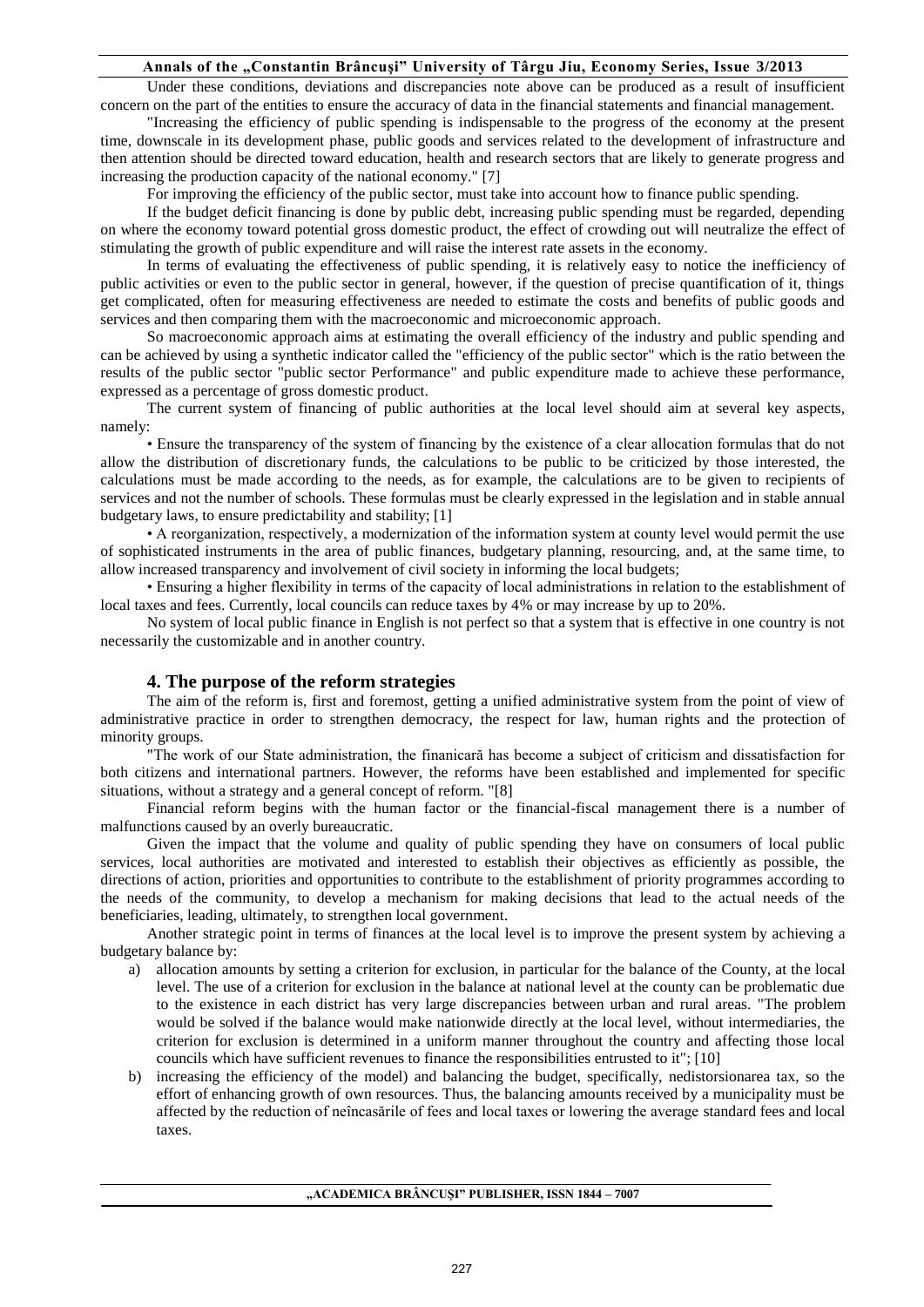Under these conditions, deviations and discrepancies note above can be produced as a result of insufficient concern on the part of the entities to ensure the accuracy of data in the financial statements and financial management.

"Increasing the efficiency of public spending is indispensable to the progress of the economy at the present time, downscale in its development phase, public goods and services related to the development of infrastructure and then attention should be directed toward education, health and research sectors that are likely to generate progress and increasing the production capacity of the national economy." [7]

For improving the efficiency of the public sector, must take into account how to finance public spending.

If the budget deficit financing is done by public debt, increasing public spending must be regarded, depending on where the economy toward potential gross domestic product, the effect of crowding out will neutralize the effect of stimulating the growth of public expenditure and will raise the interest rate assets in the economy.

In terms of evaluating the effectiveness of public spending, it is relatively easy to notice the inefficiency of public activities or even to the public sector in general, however, if the question of precise quantification of it, things get complicated, often for measuring effectiveness are needed to estimate the costs and benefits of public goods and services and then comparing them with the macroeconomic and microeconomic approach.

So macroeconomic approach aims at estimating the overall efficiency of the industry and public spending and can be achieved by using a synthetic indicator called the "efficiency of the public sector" which is the ratio between the results of the public sector "public sector Performance" and public expenditure made to achieve these performance, expressed as a percentage of gross domestic product.

The current system of financing of public authorities at the local level should aim at several key aspects, namely:

- Ensure the transparency of the system of financing by the existence of a clear allocation formulas that do not allow the distribution of discretionary funds, the calculations to be public to be criticized by those interested, the calculations must be made according to the needs, as for example, the calculations are to be given to recipients of services and not the number of schools. These formulas must be clearly expressed in the legislation and in stable annual budgetary laws, to ensure predictability and stability; [1]
- A reorganization, respectively, a modernization of the information system at county level would permit the use of sophisticated instruments in the area of public finances, budgetary planning, resourcing, and, at the same time, to allow increased transparency and involvement of civil society in informing the local budgets;
- Ensuring a higher flexibility in terms of the capacity of local administrations in relation to the establishment of local taxes and fees. Currently, local councils can reduce taxes by 4% or may increase by up to 20%.

No system of local public finance in English is not perfect so that a system that is effective in one country is not necessarily the customizable and in another country.

## 4. The purpose of the reform strategies

The aim of the reform is, first and foremost, getting a unified administrative system from the point of view of administrative practice in order to strengthen democracy, the respect for law, human rights and the protection of minority groups.

"The work of our State administration, the finanicară has become a subject of criticism and dissatisfaction for both citizens and international partners. However, the reforms have been established and implemented for specific situations, without a strategy and a general concept of reform. "[8]

Financial reform begins with the human factor or the financial-fiscal management there is a number of malfunctions caused by an overly bureaucratic.

Given the impact that the volume and quality of public spending they have on consumers of local public services, local authorities are motivated and interested to establish their objectives as efficiently as possible, the directions of action, priorities and opportunities to contribute to the establishment of priority programmes according to the needs of the community, to develop a mechanism for making decisions that lead to the actual needs of the beneficiaries, leading, ultimately, to strengthen local government.

Another strategic point in terms of finances at the local level is to improve the present system by achieving a budgetary balance by:

a) allocation amounts by setting a criterion for exclusion, in particular for the balance of the County, at the local level. The use of a criterion for exclusion in the balance at national level at the county can be problematic due to the existence in each district has very large discrepancies between urban and rural areas. "The problem would be solved if the balance would make nationwide directly at the local level, without intermediaries, the criterion for exclusion is determined in a uniform manner throughout the country and affecting those local councils which have sufficient revenues to finance the responsibilities entrusted to it"; [10]
b) increasing the efficiency of the model) and balancing the budget, specifically, nedistorsionarea tax, so the effort of enhancing growth of own resources. Thus, the balancing amounts received by a municipality must be affected by the reduction of neîncasările of fees and local taxes or lowering the average standard fees and local taxes.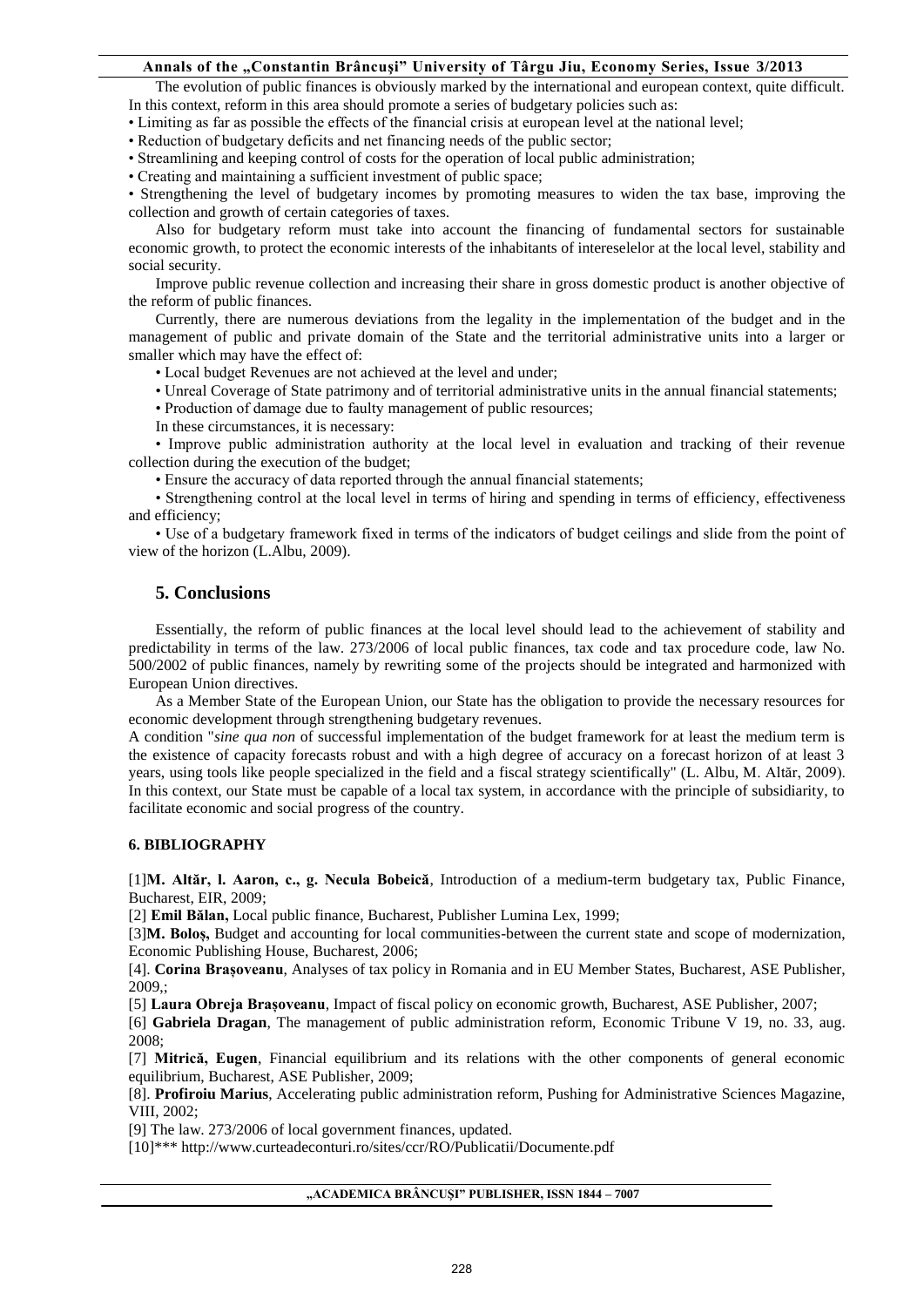The evolution of public finances is obviously marked by the international and european context, quite difficult. In this context, reform in this area should promote a series of budgetary policies such as:

• Limiting as far as possible the effects of the financial crisis at european level at the national level;

• Reduction of budgetary deficits and net financing needs of the public sector;

• Streamlining and keeping control of costs for the operation of local public administration;

• Creating and maintaining a sufficient investment of public space;

• Strengthening the level of budgetary incomes by promoting measures to widen the tax base, improving the collection and growth of certain categories of taxes.

Also for budgetary reform must take into account the financing of fundamental sectors for sustainable economic growth, to protect the economic interests of the inhabitants of intereselelor at the local level, stability and social security.

Improve public revenue collection and increasing their share in gross domestic product is another objective of the reform of public finances.

Currently, there are numerous deviations from the legality in the implementation of the budget and in the management of public and private domain of the State and the territorial administrative units into a larger or smaller which may have the effect of:

• Local budget Revenues are not achieved at the level and under;

• Unreal Coverage of State patrimony and of territorial administrative units in the annual financial statements;

• Production of damage due to faulty management of public resources;

In these circumstances, it is necessary:

• Improve public administration authority at the local level in evaluation and tracking of their revenue collection during the execution of the budget;

• Ensure the accuracy of data reported through the annual financial statements;

• Strengthening control at the local level in terms of hiring and spending in terms of efficiency, effectiveness and efficiency;

• Use of a budgetary framework fixed in terms of the indicators of budget ceilings and slide from the point of view of the horizon (L.Albu, 2009).

## 5. Conclusions

Essentially, the reform of public finances at the local level should lead to the achievement of stability and predictability in terms of the law. 273/2006 of local public finances, tax code and tax procedure code, law No. 500/2002 of public finances, namely by rewriting some of the projects should be integrated and harmonized with European Union directives.

As a Member State of the European Union, our State has the obligation to provide the necessary resources for economic development through strengthening budgetary revenues.

A condition "*sine qua non* of successful implementation of the budget framework for at least the medium term is the existence of capacity forecasts robust and with a high degree of accuracy on a forecast horizon of at least 3 years, using tools like people specialized in the field and a fiscal strategy scientifically" (L. Albu, M. Altăr, 2009). In this context, our State must be capable of a local tax system, in accordance with the principle of subsidiarity, to facilitate economic and social progress of the country.

### 6. BIBLIOGRAPHY

[1]**M. Altăr, l. Aaron, c., g. Necula Bobeică**, Introduction of a medium-term budgetary tax, Public Finance, Bucharest, EIR, 2009;

[2] **Emil Bălan,** Local public finance, Bucharest, Publisher Lumina Lex, 1999;

[3]**M. Boloș,** Budget and accounting for local communities-between the current state and scope of modernization, Economic Publishing House, Bucharest, 2006;

[4]. **Corina Brașoveanu**, Analyses of tax policy in Romania and in EU Member States, Bucharest, ASE Publisher, 2009,;

[5] **Laura Obreja Brașoveanu**, Impact of fiscal policy on economic growth, Bucharest, ASE Publisher, 2007;

[6] **Gabriela Dragan**, The management of public administration reform, Economic Tribune V 19, no. 33, aug. 2008;

[7] **Mitrică, Eugen**, Financial equilibrium and its relations with the other components of general economic equilibrium, Bucharest, ASE Publisher, 2009;

[8]. **Profiroiu Marius**, Accelerating public administration reform, Pushing for Administrative Sciences Magazine, VIII, 2002;

[9] The law. 273/2006 of local government finances, updated.

[10]*** http://www.curteadeconturi.ro/sites/ccr/RO/Publicatii/Documente.pdf